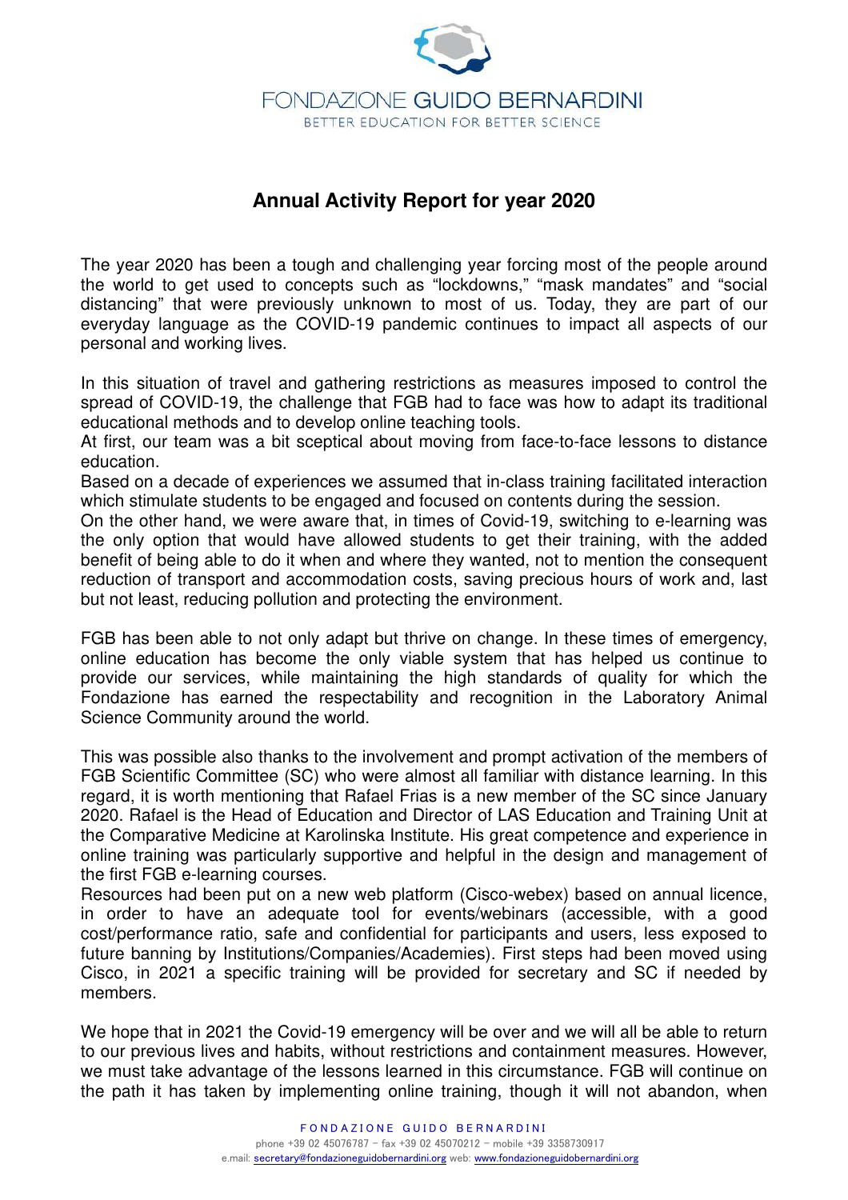FONDAZIONE GUIDO BERNARDINI
BETTER EDUCATION FOR BETTER SCIENCE

# Annual Activity Report for year 2020

The year 2020 has been a tough and challenging year forcing most of the people around the world to get used to concepts such as "lockdowns," "mask mandates" and "social distancing" that were previously unknown to most of us. Today, they are part of our everyday language as the COVID-19 pandemic continues to impact all aspects of our personal and working lives.

In this situation of travel and gathering restrictions as measures imposed to control the spread of COVID-19, the challenge that FGB had to face was how to adapt its traditional educational methods and to develop online teaching tools.
At first, our team was a bit sceptical about moving from face-to-face lessons to distance education.
Based on a decade of experiences we assumed that in-class training facilitated interaction which stimulate students to be engaged and focused on contents during the session.
On the other hand, we were aware that, in times of Covid-19, switching to e-learning was the only option that would have allowed students to get their training, with the added benefit of being able to do it when and where they wanted, not to mention the consequent reduction of transport and accommodation costs, saving precious hours of work and, last but not least, reducing pollution and protecting the environment.

FGB has been able to not only adapt but thrive on change. In these times of emergency, online education has become the only viable system that has helped us continue to provide our services, while maintaining the high standards of quality for which the Fondazione has earned the respectability and recognition in the Laboratory Animal Science Community around the world.

This was possible also thanks to the involvement and prompt activation of the members of FGB Scientific Committee (SC) who were almost all familiar with distance learning. In this regard, it is worth mentioning that Rafael Frias is a new member of the SC since January 2020. Rafael is the Head of Education and Director of LAS Education and Training Unit at the Comparative Medicine at Karolinska Institute. His great competence and experience in online training was particularly supportive and helpful in the design and management of the first FGB e-learning courses.
Resources had been put on a new web platform (Cisco-webex) based on annual licence, in order to have an adequate tool for events/webinars (accessible, with a good cost/performance ratio, safe and confidential for participants and users, less exposed to future banning by Institutions/Companies/Academies). First steps had been moved using Cisco, in 2021 a specific training will be provided for secretary and SC if needed by members.

We hope that in 2021 the Covid-19 emergency will be over and we will all be able to return to our previous lives and habits, without restrictions and containment measures. However, we must take advantage of the lessons learned in this circumstance. FGB will continue on the path it has taken by implementing online training, though it will not abandon, when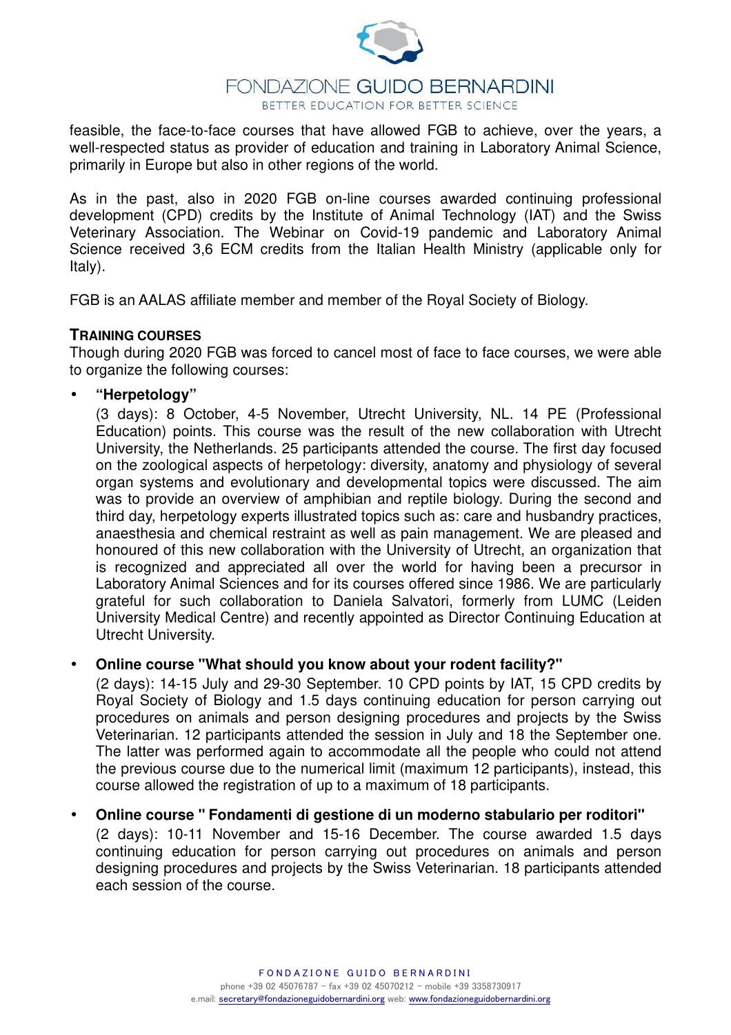feasible, the face-to-face courses that have allowed FGB to achieve, over the years, a well-respected status as provider of education and training in Laboratory Animal Science, primarily in Europe but also in other regions of the world.

As in the past, also in 2020 FGB on-line courses awarded continuing professional development (CPD) credits by the Institute of Animal Technology (IAT) and the Swiss Veterinary Association. The Webinar on Covid-19 pandemic and Laboratory Animal Science received 3,6 ECM credits from the Italian Health Ministry (applicable only for Italy).

FGB is an AALAS affiliate member and member of the Royal Society of Biology.

## TRAINING COURSES

Though during 2020 FGB was forced to cancel most of face to face courses, we were able to organize the following courses:

- **"Herpetology"**
  (3 days): 8 October, 4-5 November, Utrecht University, NL. 14 PE (Professional Education) points. This course was the result of the new collaboration with Utrecht University, the Netherlands. 25 participants attended the course. The first day focused on the zoological aspects of herpetology: diversity, anatomy and physiology of several organ systems and evolutionary and developmental topics were discussed. The aim was to provide an overview of amphibian and reptile biology. During the second and third day, herpetology experts illustrated topics such as: care and husbandry practices, anaesthesia and chemical restraint as well as pain management. We are pleased and honoured of this new collaboration with the University of Utrecht, an organization that is recognized and appreciated all over the world for having been a precursor in Laboratory Animal Sciences and for its courses offered since 1986. We are particularly grateful for such collaboration to Daniela Salvatori, formerly from LUMC (Leiden University Medical Centre) and recently appointed as Director Continuing Education at Utrecht University.

- **Online course "What should you know about your rodent facility?"**
  (2 days): 14-15 July and 29-30 September. 10 CPD points by IAT, 15 CPD credits by Royal Society of Biology and 1.5 days continuing education for person carrying out procedures on animals and person designing procedures and projects by the Swiss Veterinarian. 12 participants attended the session in July and 18 the September one. The latter was performed again to accommodate all the people who could not attend the previous course due to the numerical limit (maximum 12 participants), instead, this course allowed the registration of up to a maximum of 18 participants.

- **Online course " Fondamenti di gestione di un moderno stabulario per roditori"**
  (2 days): 10-11 November and 15-16 December. The course awarded 1.5 days continuing education for person carrying out procedures on animals and person designing procedures and projects by the Swiss Veterinarian. 18 participants attended each session of the course.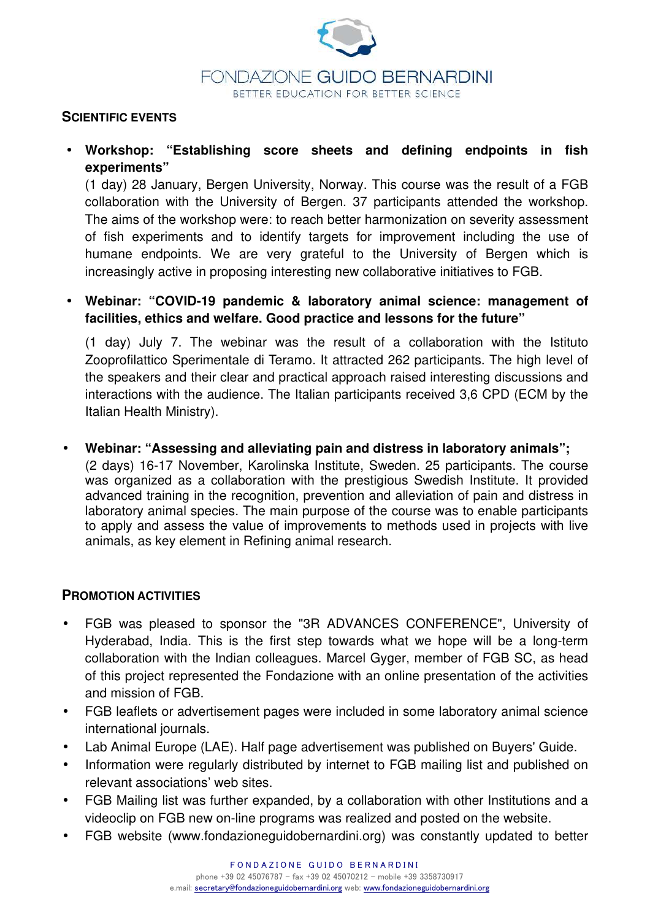## SCIENTIFIC EVENTS

- **Workshop: "Establishing score sheets and defining endpoints in fish experiments"**
  (1 day) 28 January, Bergen University, Norway. This course was the result of a FGB collaboration with the University of Bergen. 37 participants attended the workshop. The aims of the workshop were: to reach better harmonization on severity assessment of fish experiments and to identify targets for improvement including the use of humane endpoints. We are very grateful to the University of Bergen which is increasingly active in proposing interesting new collaborative initiatives to FGB.

- **Webinar: "COVID-19 pandemic & laboratory animal science: management of facilities, ethics and welfare. Good practice and lessons for the future"**

  (1 day) July 7. The webinar was the result of a collaboration with the Istituto Zooprofilattico Sperimentale di Teramo. It attracted 262 participants. The high level of the speakers and their clear and practical approach raised interesting discussions and interactions with the audience. The Italian participants received 3,6 CPD (ECM by the Italian Health Ministry).

- **Webinar: "Assessing and alleviating pain and distress in laboratory animals";**
  (2 days) 16-17 November, Karolinska Institute, Sweden. 25 participants. The course was organized as a collaboration with the prestigious Swedish Institute. It provided advanced training in the recognition, prevention and alleviation of pain and distress in laboratory animal species. The main purpose of the course was to enable participants to apply and assess the value of improvements to methods used in projects with live animals, as key element in Refining animal research.

## PROMOTION ACTIVITIES

- FGB was pleased to sponsor the "3R ADVANCES CONFERENCE", University of Hyderabad, India. This is the first step towards what we hope will be a long-term collaboration with the Indian colleagues. Marcel Gyger, member of FGB SC, as head of this project represented the Fondazione with an online presentation of the activities and mission of FGB.
- FGB leaflets or advertisement pages were included in some laboratory animal science international journals.
- Lab Animal Europe (LAE). Half page advertisement was published on Buyers' Guide.
- Information were regularly distributed by internet to FGB mailing list and published on relevant associations' web sites.
- FGB Mailing list was further expanded, by a collaboration with other Institutions and a videoclip on FGB new on-line programs was realized and posted on the website.
- FGB website (www.fondazioneguidobernardini.org) was constantly updated to better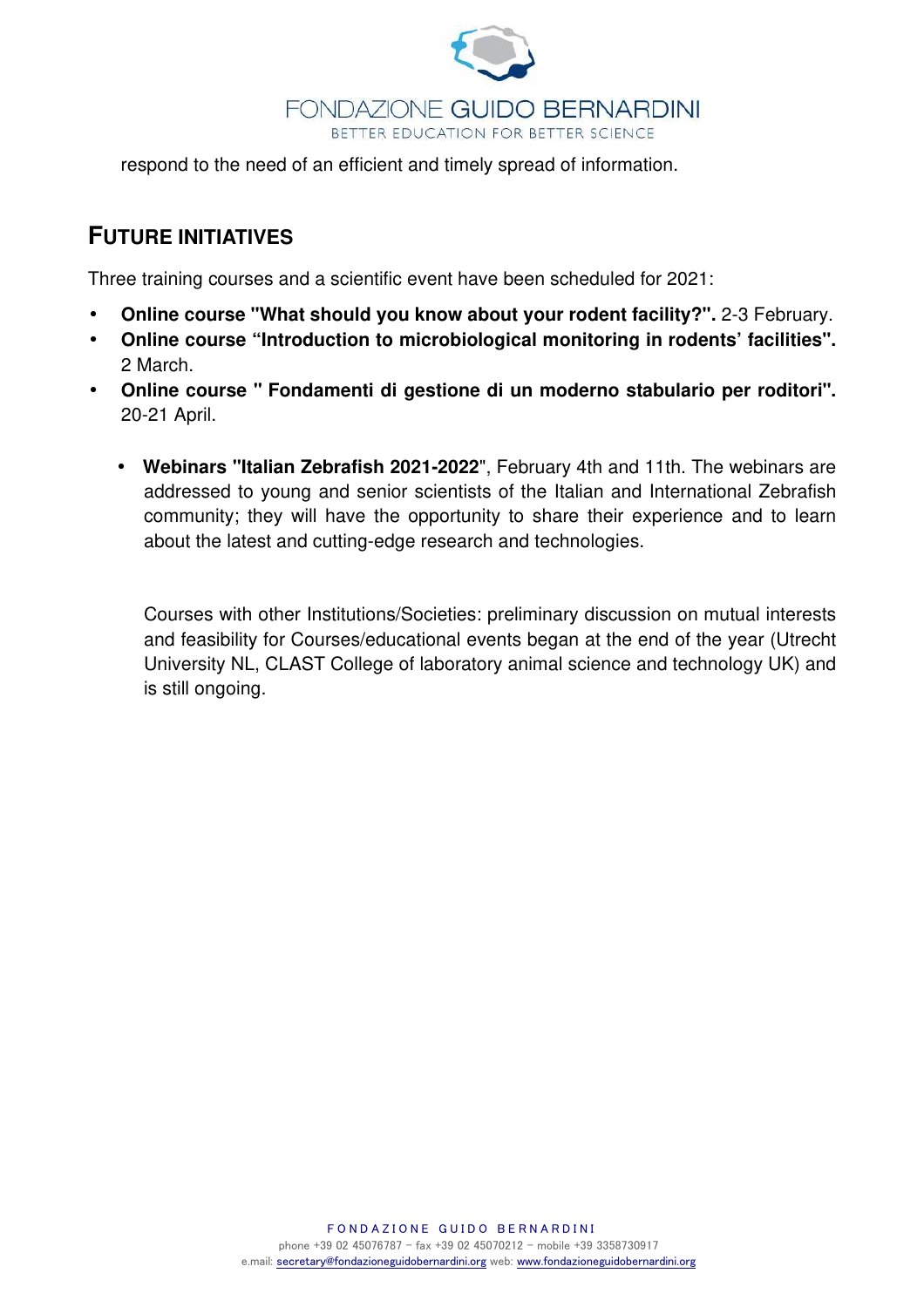respond to the need of an efficient and timely spread of information.

## FUTURE INITIATIVES

Three training courses and a scientific event have been scheduled for 2021:

- **Online course "What should you know about your rodent facility?".** 2-3 February.
- **Online course "Introduction to microbiological monitoring in rodents' facilities".** 2 March.
- **Online course " Fondamenti di gestione di un moderno stabulario per roditori".** 20-21 April.

  - **Webinars "Italian Zebrafish 2021-2022**", February 4th and 11th. The webinars are addressed to young and senior scientists of the Italian and International Zebrafish community; they will have the opportunity to share their experience and to learn about the latest and cutting-edge research and technologies.

  Courses with other Institutions/Societies: preliminary discussion on mutual interests and feasibility for Courses/educational events began at the end of the year (Utrecht University NL, CLAST College of laboratory animal science and technology UK) and is still ongoing.